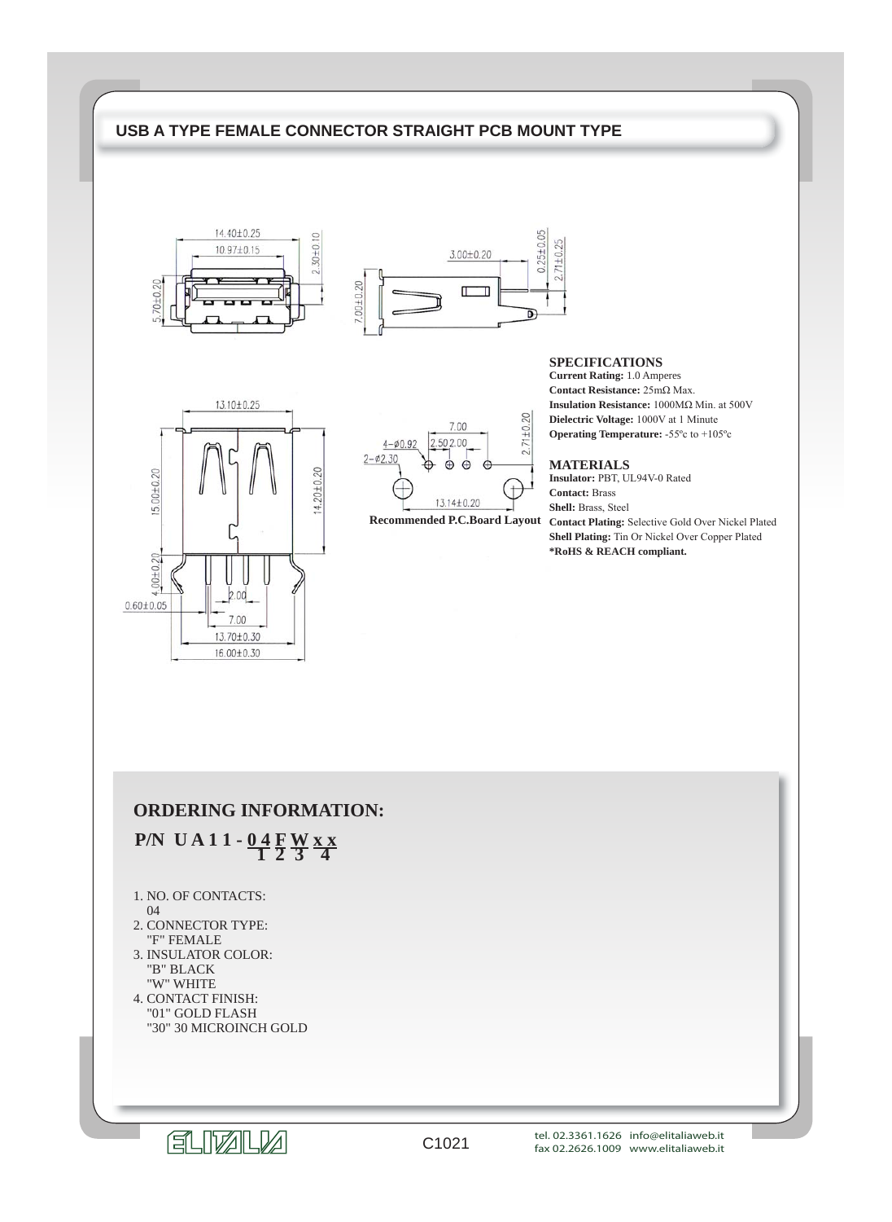# USB A TYPE FEMALE CONNECTOR STRAIGHT PCB MOUNT TYPE

Recommended P.C.Board Layout

### SPECIFICATIONS

**Current Rating:** 1.0 Amperes
**Contact Resistance:** 25mΩ Max.
**Insulation Resistance:** 1000MΩ Min. at 500V
**Dielectric Voltage:** 1000V at 1 Minute
**Operating Temperature:** -55ºc to +105ºc

### MATERIALS

**Insulator:** PBT, UL94V-0 Rated
**Contact:** Brass
**Shell:** Brass, Steel
**Contact Plating:** Selective Gold Over Nickel Plated
**Shell Plating:** Tin Or Nickel Over Copper Plated
***RoHS & REACH compliant.**

## ORDERING INFORMATION:

**P/N U A 1 1 - 0 4 F W x x**
(0 4 = 1, F = 2, W = 3, x x = 4)

1. NO. OF CONTACTS:
   04
2. CONNECTOR TYPE:
   "F" FEMALE
3. INSULATOR COLOR:
   "B" BLACK
   "W" WHITE
4. CONTACT FINISH:
   "01" GOLD FLASH
   "30" 30 MICROINCH GOLD

C1021

tel. 02.3361.1626 info@elitaliaweb.it
fax 02.2626.1009 www.elitaliaweb.it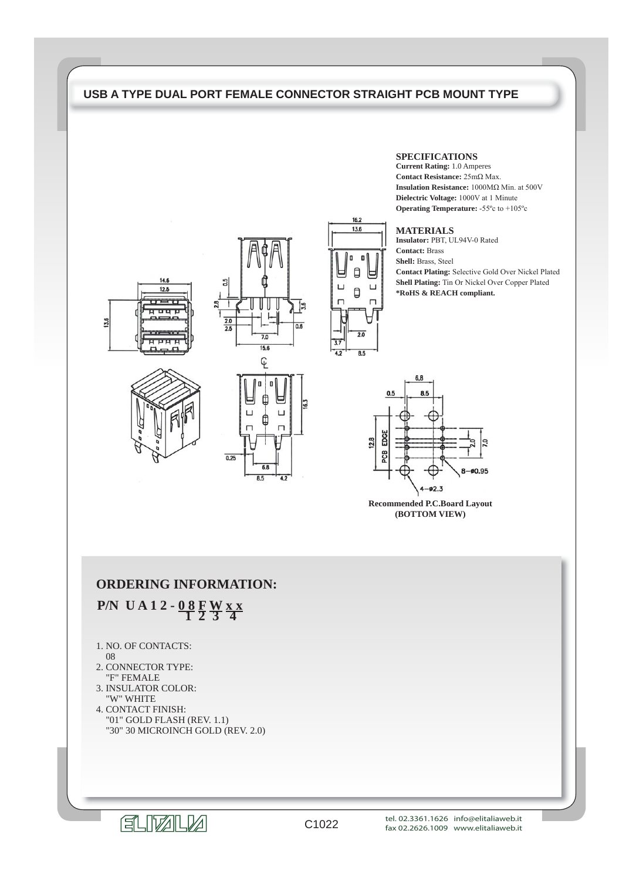## USB A TYPE DUAL PORT FEMALE CONNECTOR STRAIGHT PCB MOUNT TYPE

### SPECIFICATIONS

**Current Rating:** 1.0 Amperes
**Contact Resistance:** 25mΩ Max.
**Insulation Resistance:** 1000MΩ Min. at 500V
**Dielectric Voltage:** 1000V at 1 Minute
**Operating Temperature:** -55ºc to +105ºc

### MATERIALS

**Insulator:** PBT, UL94V-0 Rated
**Contact:** Brass
**Shell:** Brass, Steel
**Contact Plating:** Selective Gold Over Nickel Plated
**Shell Plating:** Tin Or Nickel Over Copper Plated
**\*RoHS & REACH compliant.**

Recommended P.C.Board Layout
(BOTTOM VIEW)

## ORDERING INFORMATION:

**P/N U A 1 2 - 0 8 F W x x**

1. NO. OF CONTACTS:
   08
2. CONNECTOR TYPE:
   "F" FEMALE
3. INSULATOR COLOR:
   "W" WHITE
4. CONTACT FINISH:
   "01" GOLD FLASH (REV. 1.1)
   "30" 30 MICROINCH GOLD (REV. 2.0)

C1022

tel. 02.3361.1626 info@elitaliaweb.it
fax 02.2626.1009 www.elitaliaweb.it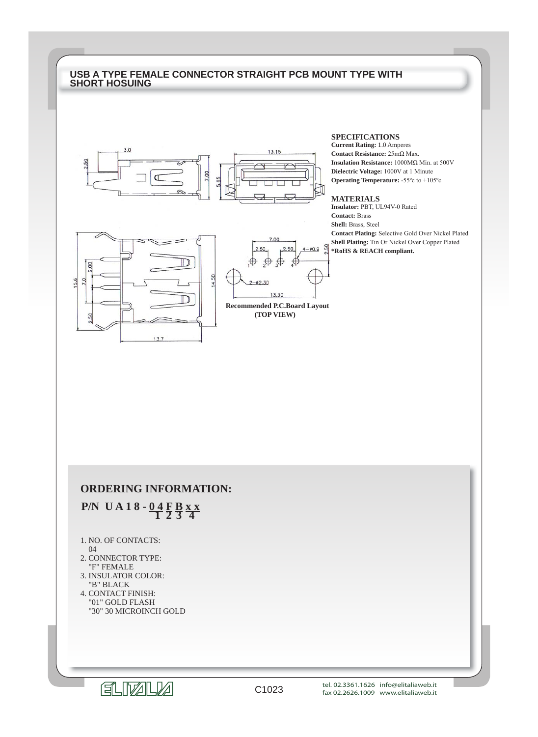# USB A TYPE FEMALE CONNECTOR STRAIGHT PCB MOUNT TYPE WITH SHORT HOSUING

Recommended P.C.Board Layout
(TOP VIEW)

## SPECIFICATIONS

**Current Rating:** 1.0 Amperes
**Contact Resistance:** 25mΩ Max.
**Insulation Resistance:** 1000MΩ Min. at 500V
**Dielectric Voltage:** 1000V at 1 Minute
**Operating Temperature:** -55ºc to +105ºc

## MATERIALS

**Insulator:** PBT, UL94V-0 Rated
**Contact:** Brass
**Shell:** Brass, Steel
**Contact Plating:** Selective Gold Over Nickel Plated
**Shell Plating:** Tin Or Nickel Over Copper Plated
**\*RoHS & REACH compliant.**

## ORDERING INFORMATION:

**P/N UA18-04FBxx**
(1 = 04, 2 = F, 3 = B, 4 = xx)

1. NO. OF CONTACTS:
   04
2. CONNECTOR TYPE:
   "F" FEMALE
3. INSULATOR COLOR:
   "B" BLACK
4. CONTACT FINISH:
   "01" GOLD FLASH
   "30" 30 MICROINCH GOLD

ELITALIA C1023
tel. 02.3361.1626 info@elitaliaweb.it
fax 02.2626.1009 www.elitaliaweb.it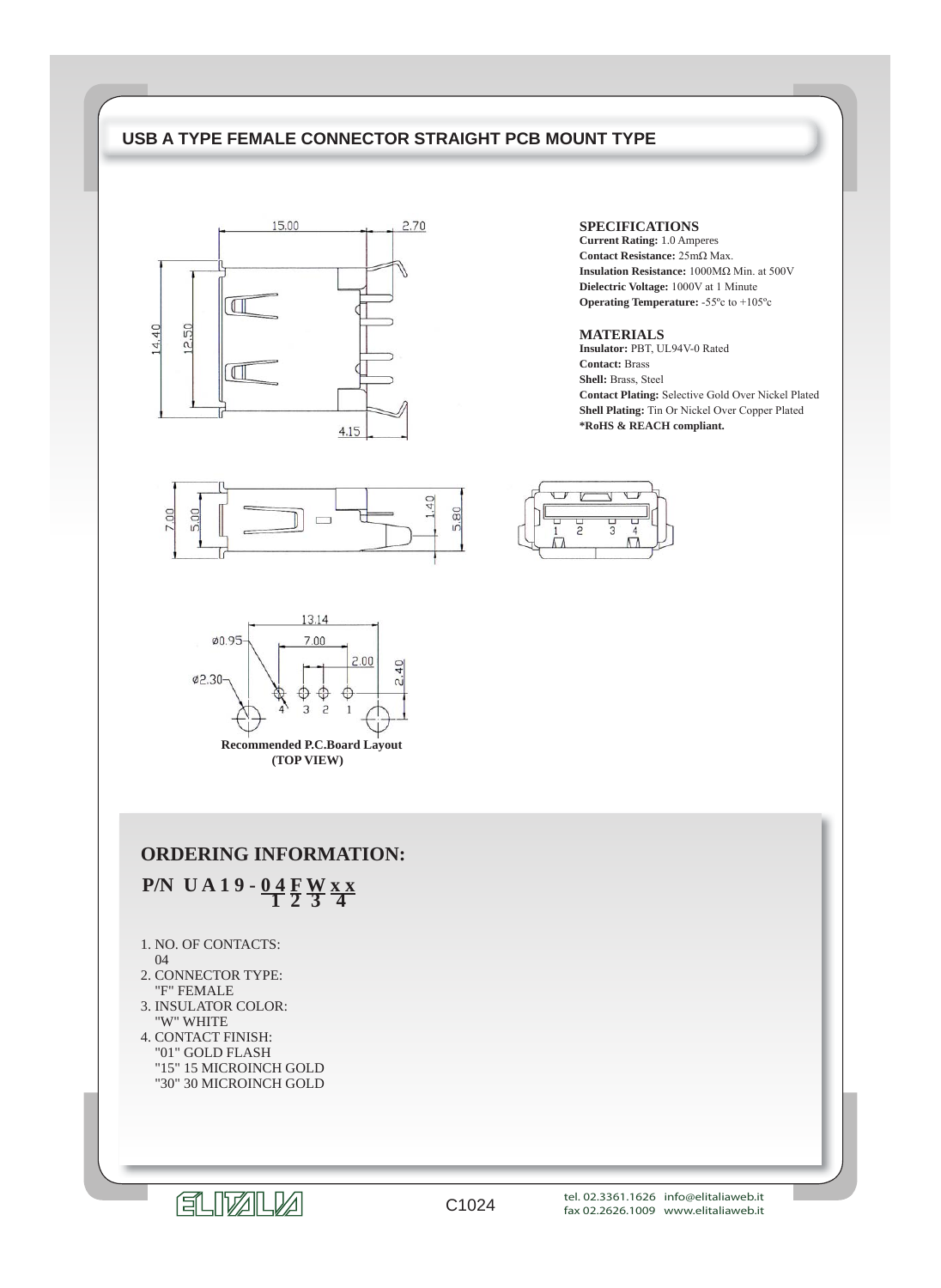# USB A TYPE FEMALE CONNECTOR STRAIGHT PCB MOUNT TYPE

### SPECIFICATIONS

**Current Rating:** 1.0 Amperes
**Contact Resistance:** 25mΩ Max.
**Insulation Resistance:** 1000MΩ Min. at 500V
**Dielectric Voltage:** 1000V at 1 Minute
**Operating Temperature:** -55ºc to +105ºc

### MATERIALS

**Insulator:** PBT, UL94V-0 Rated
**Contact:** Brass
**Shell:** Brass, Steel
**Contact Plating:** Selective Gold Over Nickel Plated
**Shell Plating:** Tin Or Nickel Over Copper Plated
**\*RoHS & REACH compliant.**

Recommended P.C.Board Layout
(TOP VIEW)

## ORDERING INFORMATION:

**P/N UA19-04 F W xx**
(1 = 04, 2 = F, 3 = W, 4 = xx)

1. NO. OF CONTACTS:
   04
2. CONNECTOR TYPE:
   "F" FEMALE
3. INSULATOR COLOR:
   "W" WHITE
4. CONTACT FINISH:
   "01" GOLD FLASH
   "15" 15 MICROINCH GOLD
   "30" 30 MICROINCH GOLD

C1024

tel. 02.3361.1626 info@elitaliaweb.it
fax 02.2626.1009 www.elitaliaweb.it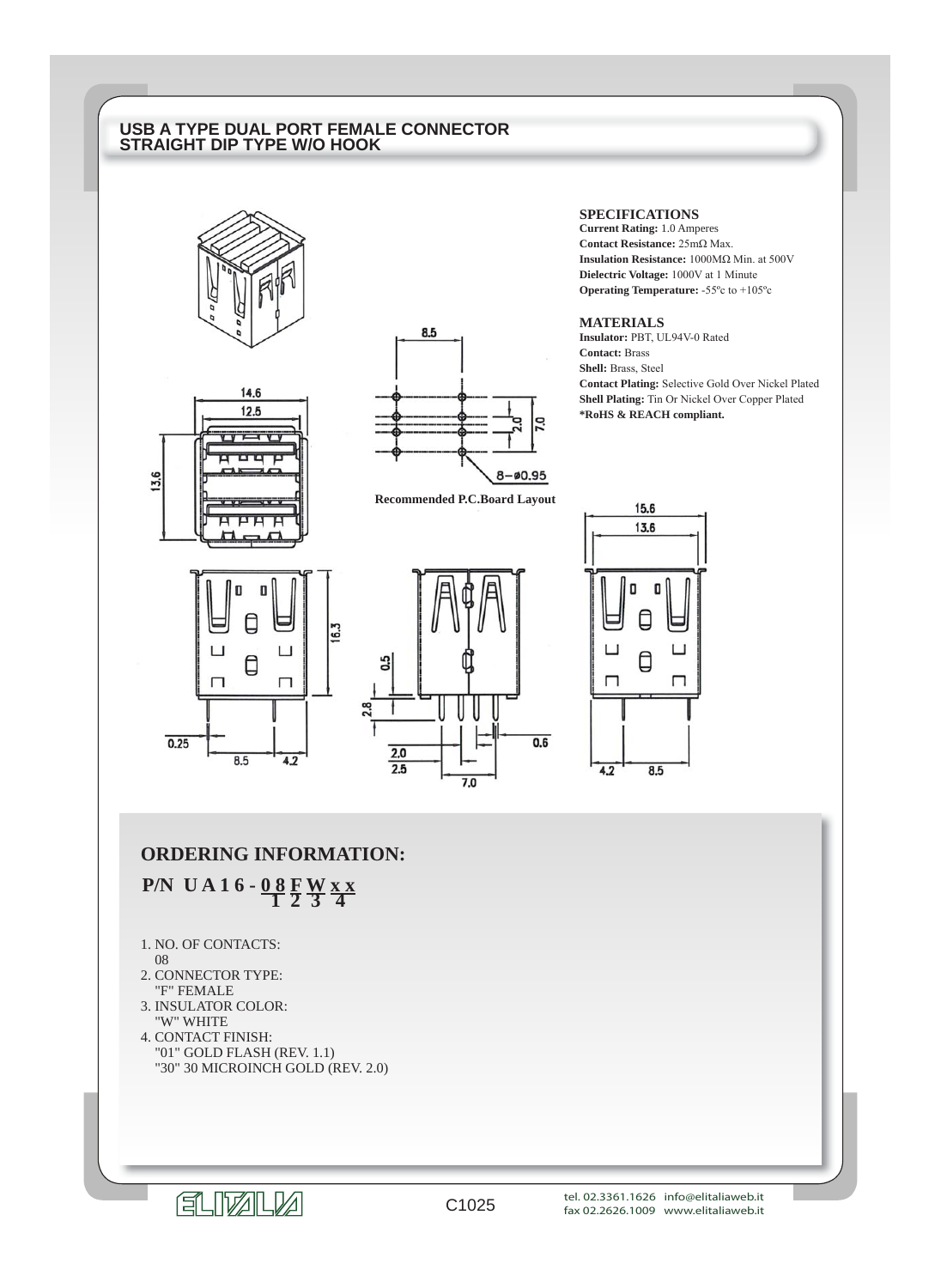# USB A TYPE DUAL PORT FEMALE CONNECTOR
# STRAIGHT DIP TYPE W/O HOOK

### SPECIFICATIONS

**Current Rating:** 1.0 Amperes
**Contact Resistance:** 25mΩ Max.
**Insulation Resistance:** 1000MΩ Min. at 500V
**Dielectric Voltage:** 1000V at 1 Minute
**Operating Temperature:** -55ºc to +105ºc

### MATERIALS

**Insulator:** PBT, UL94V-0 Rated
**Contact:** Brass
**Shell:** Brass, Steel
**Contact Plating:** Selective Gold Over Nickel Plated
**Shell Plating:** Tin Or Nickel Over Copper Plated
**\*RoHS & REACH compliant.**

Recommended P.C.Board Layout

## ORDERING INFORMATION:

**P/N U A 1 6 - 0 8 F W x x**

(08 = 1, F = 2, W = 3, xx = 4)

1. NO. OF CONTACTS:
   08
2. CONNECTOR TYPE:
   "F" FEMALE
3. INSULATOR COLOR:
   "W" WHITE
4. CONTACT FINISH:
   "01" GOLD FLASH (REV. 1.1)
   "30" 30 MICROINCH GOLD (REV. 2.0)

C1025

tel. 02.3361.1626 info@elitaliaweb.it
fax 02.2626.1009 www.elitaliaweb.it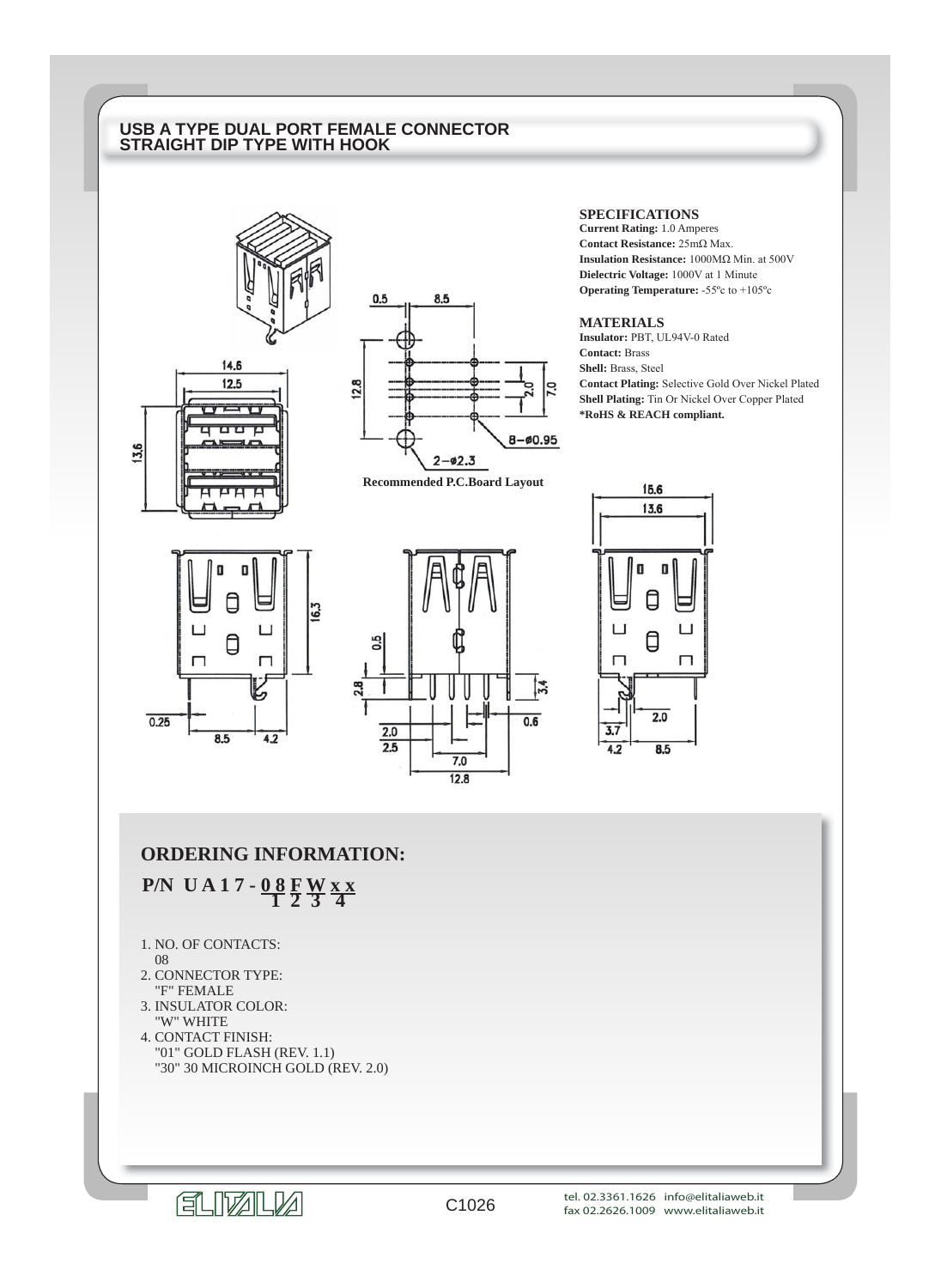# USB A TYPE DUAL PORT FEMALE CONNECTOR STRAIGHT DIP TYPE WITH HOOK

Recommended P.C.Board Layout

### SPECIFICATIONS

**Current Rating:** 1.0 Amperes
**Contact Resistance:** 25mΩ Max.
**Insulation Resistance:** 1000MΩ Min. at 500V
**Dielectric Voltage:** 1000V at 1 Minute
**Operating Temperature:** -55ºc to +105ºc

### MATERIALS

**Insulator:** PBT, UL94V-0 Rated
**Contact:** Brass
**Shell:** Brass, Steel
**Contact Plating:** Selective Gold Over Nickel Plated
**Shell Plating:** Tin Or Nickel Over Copper Plated
**\*RoHS & REACH compliant.**

## ORDERING INFORMATION:

**P/N UA17-08 F W x x**
(08 = 1, F = 2, W = 3, xx = 4)

1. NO. OF CONTACTS:
   08
2. CONNECTOR TYPE:
   "F" FEMALE
3. INSULATOR COLOR:
   "W" WHITE
4. CONTACT FINISH:
   "01" GOLD FLASH (REV. 1.1)
   "30" 30 MICROINCH GOLD (REV. 2.0)

C1026

tel. 02.3361.1626 info@elitaliaweb.it
fax 02.2626.1009 www.elitaliaweb.it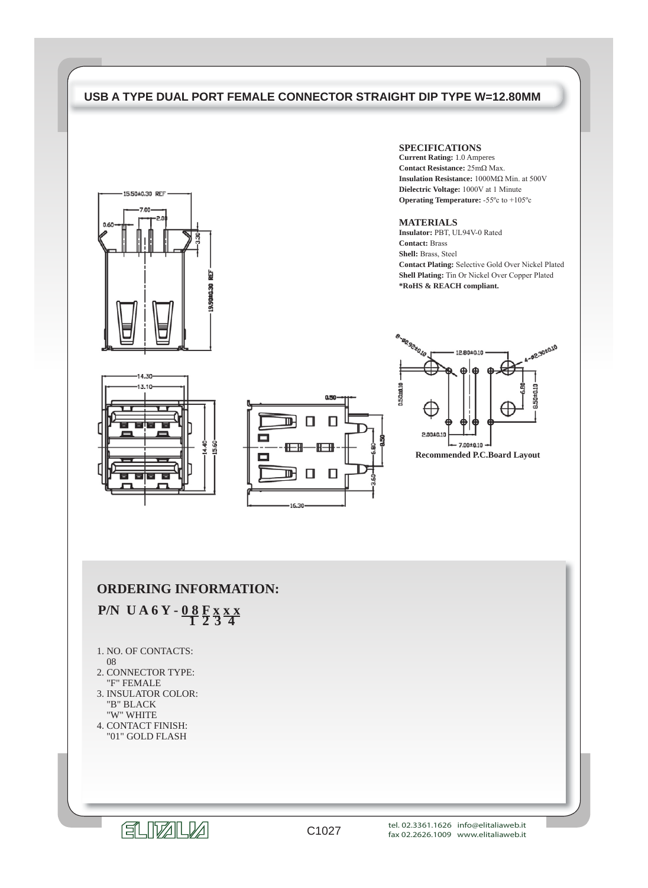# USB A TYPE DUAL PORT FEMALE CONNECTOR STRAIGHT DIP TYPE W=12.80MM

## SPECIFICATIONS

**Current Rating:** 1.0 Amperes
**Contact Resistance:** 25mΩ Max.
**Insulation Resistance:** 1000MΩ Min. at 500V
**Dielectric Voltage:** 1000V at 1 Minute
**Operating Temperature:** -55ºc to +105ºc

## MATERIALS

**Insulator:** PBT, UL94V-0 Rated
**Contact:** Brass
**Shell:** Brass, Steel
**Contact Plating:** Selective Gold Over Nickel Plated
**Shell Plating:** Tin Or Nickel Over Copper Plated
**\*RoHS & REACH compliant.**

Recommended P.C.Board Layout

## ORDERING INFORMATION:

**P/N U A 6 Y - 0 8 F x x x**
**1 2 3 4**

1. NO. OF CONTACTS:
   08
2. CONNECTOR TYPE:
   "F" FEMALE
3. INSULATOR COLOR:
   "B" BLACK
   "W" WHITE
4. CONTACT FINISH:
   "01" GOLD FLASH

C1027

tel. 02.3361.1626 info@elitaliaweb.it
fax 02.2626.1009 www.elitaliaweb.it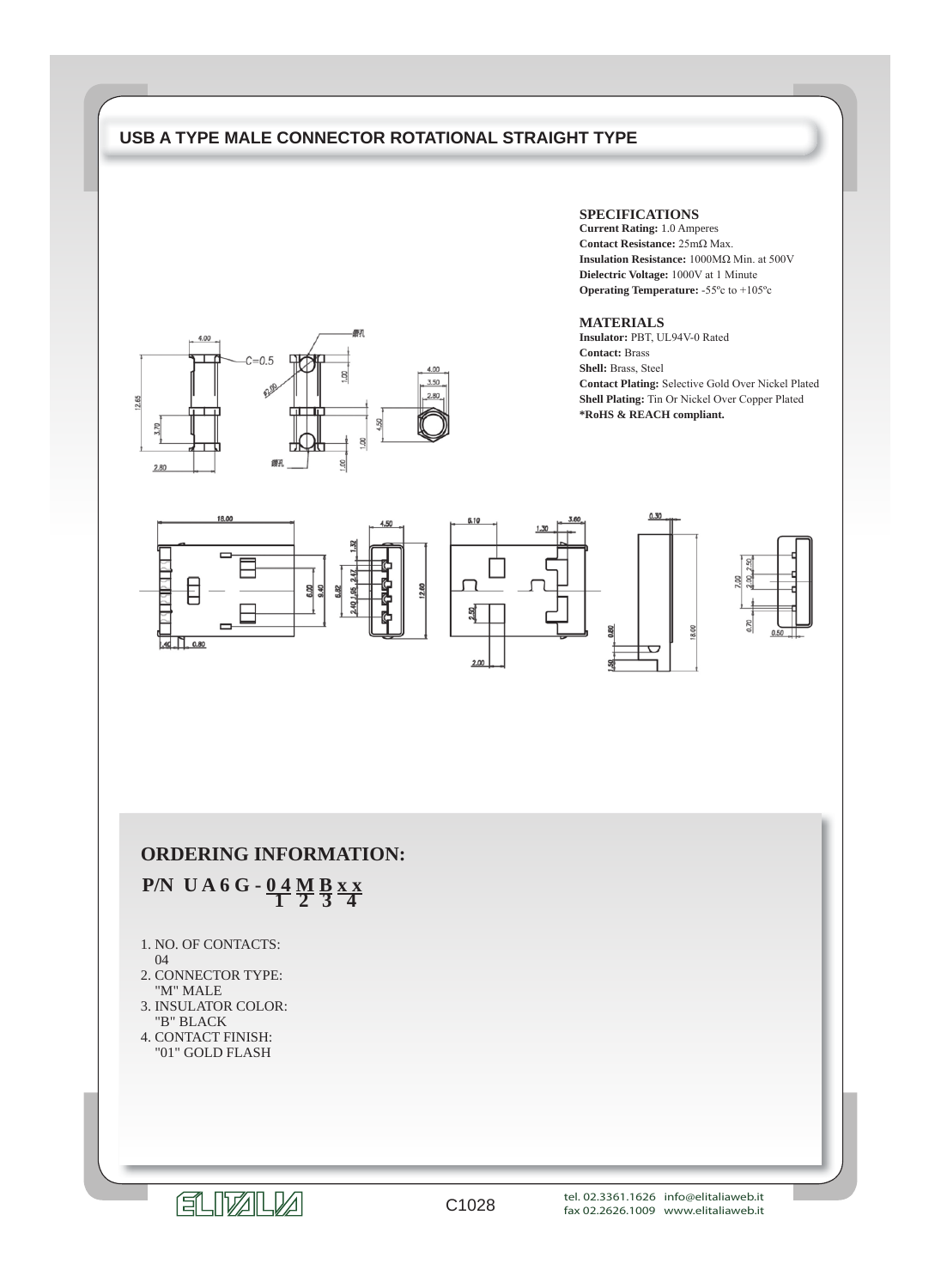## USB A TYPE MALE CONNECTOR ROTATIONAL STRAIGHT TYPE

4.00
C=0.5
12.65
3.70
2.80
1.00
4.50
1.00
1.00
4.00
3.50
2.80

18.00
6.00
9.40
1.40
0.80
4.50
1.32
2.47
1.95
2.40
6.82
12.60
6.10
1.30
3.60
2.50
2.00
0.30
0.80
1.50
18.00
7.00
2.00
2.50
0.70
0.50

### SPECIFICATIONS

**Current Rating:** 1.0 Amperes
**Contact Resistance:** 25mΩ Max.
**Insulation Resistance:** 1000MΩ Min. at 500V
**Dielectric Voltage:** 1000V at 1 Minute
**Operating Temperature:** -55ºc to +105ºc

### MATERIALS

**Insulator:** PBT, UL94V-0 Rated
**Contact:** Brass
**Shell:** Brass, Steel
**Contact Plating:** Selective Gold Over Nickel Plated
**Shell Plating:** Tin Or Nickel Over Copper Plated
***RoHS & REACH compliant.**

## ORDERING INFORMATION:

**P/N U A 6 G - 0 4 M B x x**
(1: 04, 2: M, 3: B, 4: xx)

1. NO. OF CONTACTS:
   04
2. CONNECTOR TYPE:
   "M" MALE
3. INSULATOR COLOR:
   "B" BLACK
4. CONTACT FINISH:
   "01" GOLD FLASH

ELITALIA C1028 tel. 02.3361.1626 info@elitaliaweb.it fax 02.2626.1009 www.elitaliaweb.it